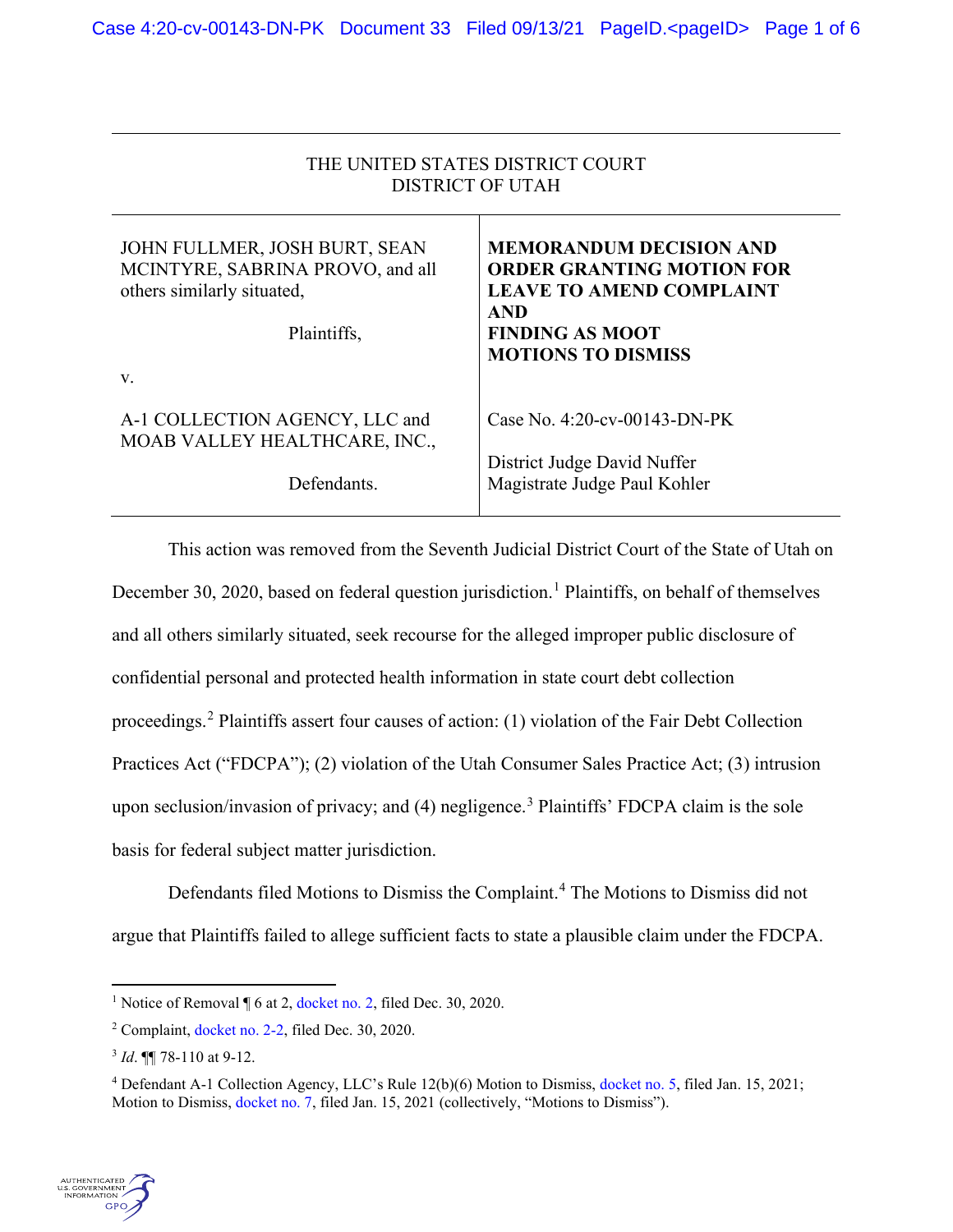THE UNITED STATES DISTRICT COURT
DISTRICT OF UTAH

| | |
|---|---|
| JOHN FULLMER, JOSH BURT, SEAN MCINTYRE, SABRINA PROVO, and all others similarly situated,<br><br>Plaintiffs,<br><br>v.<br><br>A-1 COLLECTION AGENCY, LLC and MOAB VALLEY HEALTHCARE, INC.,<br><br>Defendants. | **MEMORANDUM DECISION AND ORDER GRANTING MOTION FOR LEAVE TO AMEND COMPLAINT AND FINDING AS MOOT MOTIONS TO DISMISS**<br><br>Case No. 4:20-cv-00143-DN-PK<br><br>District Judge David Nuffer<br>Magistrate Judge Paul Kohler |

This action was removed from the Seventh Judicial District Court of the State of Utah on December 30, 2020, based on federal question jurisdiction.[1] Plaintiffs, on behalf of themselves and all others similarly situated, seek recourse for the alleged improper public disclosure of confidential personal and protected health information in state court debt collection proceedings.[2] Plaintiffs assert four causes of action: (1) violation of the Fair Debt Collection Practices Act ("FDCPA"); (2) violation of the Utah Consumer Sales Practice Act; (3) intrusion upon seclusion/invasion of privacy; and (4) negligence.[3] Plaintiffs' FDCPA claim is the sole basis for federal subject matter jurisdiction.

Defendants filed Motions to Dismiss the Complaint.[4] The Motions to Dismiss did not argue that Plaintiffs failed to allege sufficient facts to state a plausible claim under the FDCPA.

---

[1] Notice of Removal ¶ 6 at 2, docket no. 2, filed Dec. 30, 2020.

[2] Complaint, docket no. 2-2, filed Dec. 30, 2020.

[3] *Id*. ¶¶ 78-110 at 9-12.

[4] Defendant A-1 Collection Agency, LLC's Rule 12(b)(6) Motion to Dismiss, docket no. 5, filed Jan. 15, 2021; Motion to Dismiss, docket no. 7, filed Jan. 15, 2021 (collectively, "Motions to Dismiss").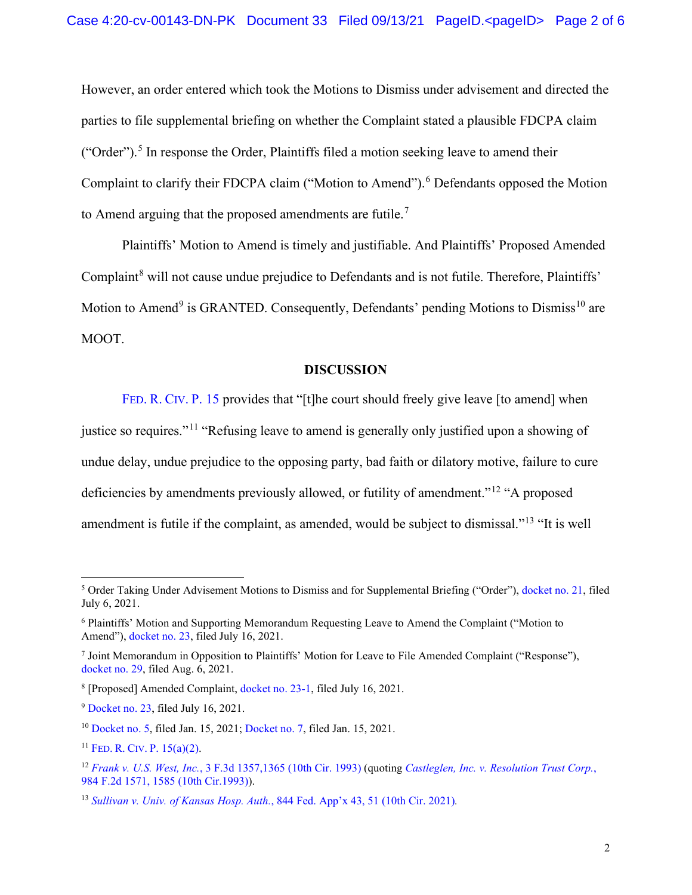However, an order entered which took the Motions to Dismiss under advisement and directed the parties to file supplemental briefing on whether the Complaint stated a plausible FDCPA claim ("Order").[5] In response the Order, Plaintiffs filed a motion seeking leave to amend their Complaint to clarify their FDCPA claim ("Motion to Amend").[6] Defendants opposed the Motion to Amend arguing that the proposed amendments are futile.[7]

Plaintiffs' Motion to Amend is timely and justifiable. And Plaintiffs' Proposed Amended Complaint[8] will not cause undue prejudice to Defendants and is not futile. Therefore, Plaintiffs' Motion to Amend[9] is GRANTED. Consequently, Defendants' pending Motions to Dismiss[10] are MOOT.

## DISCUSSION

FED. R. CIV. P. 15 provides that "[t]he court should freely give leave [to amend] when justice so requires."[11] "Refusing leave to amend is generally only justified upon a showing of undue delay, undue prejudice to the opposing party, bad faith or dilatory motive, failure to cure deficiencies by amendments previously allowed, or futility of amendment."[12] "A proposed amendment is futile if the complaint, as amended, would be subject to dismissal."[13] "It is well

---

[5] Order Taking Under Advisement Motions to Dismiss and for Supplemental Briefing ("Order"), docket no. 21, filed July 6, 2021.

[6] Plaintiffs' Motion and Supporting Memorandum Requesting Leave to Amend the Complaint ("Motion to Amend"), docket no. 23, filed July 16, 2021.

[7] Joint Memorandum in Opposition to Plaintiffs' Motion for Leave to File Amended Complaint ("Response"), docket no. 29, filed Aug. 6, 2021.

[8] [Proposed] Amended Complaint, docket no. 23-1, filed July 16, 2021.

[9] Docket no. 23, filed July 16, 2021.

[10] Docket no. 5, filed Jan. 15, 2021; Docket no. 7, filed Jan. 15, 2021.

[11] FED. R. CIV. P. 15(a)(2).

[12] *Frank v. U.S. West, Inc.*, 3 F.3d 1357,1365 (10th Cir. 1993) (quoting *Castleglen, Inc. v. Resolution Trust Corp.*, 984 F.2d 1571, 1585 (10th Cir.1993)).

[13] *Sullivan v. Univ. of Kansas Hosp. Auth.*, 844 Fed. App'x 43, 51 (10th Cir. 2021).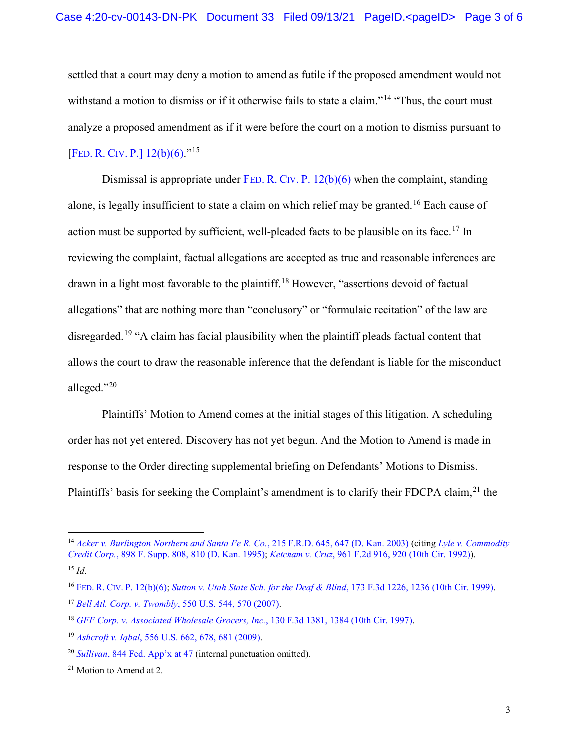settled that a court may deny a motion to amend as futile if the proposed amendment would not withstand a motion to dismiss or if it otherwise fails to state a claim."[14] "Thus, the court must analyze a proposed amendment as if it were before the court on a motion to dismiss pursuant to [FED. R. CIV. P.] 12(b)(6)."[15]

Dismissal is appropriate under FED. R. CIV. P. 12(b)(6) when the complaint, standing alone, is legally insufficient to state a claim on which relief may be granted.[16] Each cause of action must be supported by sufficient, well-pleaded facts to be plausible on its face.[17] In reviewing the complaint, factual allegations are accepted as true and reasonable inferences are drawn in a light most favorable to the plaintiff.[18] However, "assertions devoid of factual allegations" that are nothing more than "conclusory" or "formulaic recitation" of the law are disregarded.[19] "A claim has facial plausibility when the plaintiff pleads factual content that allows the court to draw the reasonable inference that the defendant is liable for the misconduct alleged."[20]

Plaintiffs' Motion to Amend comes at the initial stages of this litigation. A scheduling order has not yet entered. Discovery has not yet begun. And the Motion to Amend is made in response to the Order directing supplemental briefing on Defendants' Motions to Dismiss. Plaintiffs' basis for seeking the Complaint's amendment is to clarify their FDCPA claim,[21] the

---

[14] *Acker v. Burlington Northern and Santa Fe R. Co.*, 215 F.R.D. 645, 647 (D. Kan. 2003) (citing *Lyle v. Commodity Credit Corp.*, 898 F. Supp. 808, 810 (D. Kan. 1995); *Ketcham v. Cruz*, 961 F.2d 916, 920 (10th Cir. 1992)).

[15] *Id*.

[16] FED. R. CIV. P. 12(b)(6); *Sutton v. Utah State Sch. for the Deaf & Blind*, 173 F.3d 1226, 1236 (10th Cir. 1999).

[17] *Bell Atl. Corp. v. Twombly*, 550 U.S. 544, 570 (2007).

[18] *GFF Corp. v. Associated Wholesale Grocers, Inc.*, 130 F.3d 1381, 1384 (10th Cir. 1997).

[19] *Ashcroft v. Iqbal*, 556 U.S. 662, 678, 681 (2009).

[20] *Sullivan*, 844 Fed. App'x at 47 (internal punctuation omitted).

[21] Motion to Amend at 2.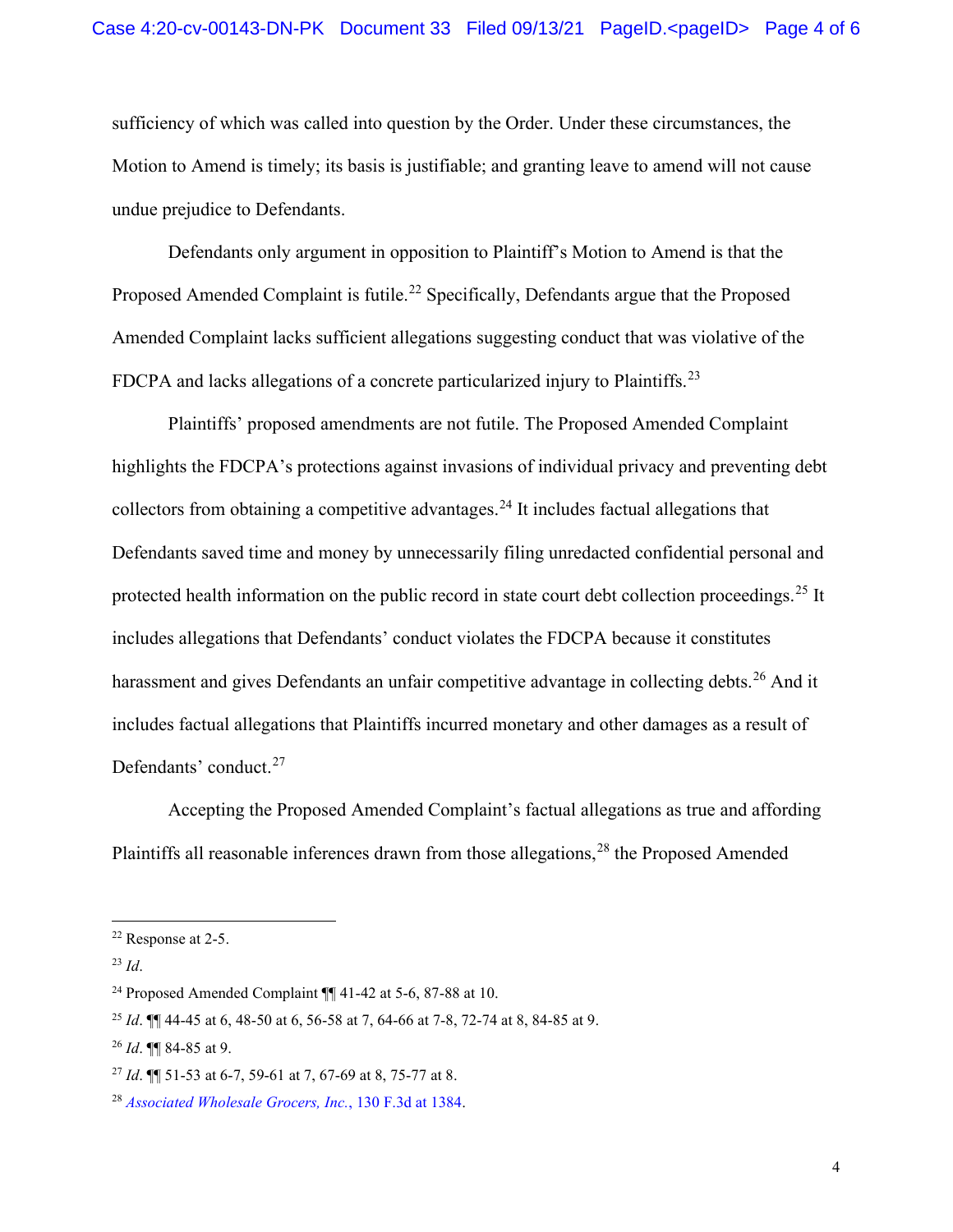sufficiency of which was called into question by the Order. Under these circumstances, the Motion to Amend is timely; its basis is justifiable; and granting leave to amend will not cause undue prejudice to Defendants.

Defendants only argument in opposition to Plaintiff's Motion to Amend is that the Proposed Amended Complaint is futile.[22] Specifically, Defendants argue that the Proposed Amended Complaint lacks sufficient allegations suggesting conduct that was violative of the FDCPA and lacks allegations of a concrete particularized injury to Plaintiffs.[23]

Plaintiffs' proposed amendments are not futile. The Proposed Amended Complaint highlights the FDCPA's protections against invasions of individual privacy and preventing debt collectors from obtaining a competitive advantages.[24] It includes factual allegations that Defendants saved time and money by unnecessarily filing unredacted confidential personal and protected health information on the public record in state court debt collection proceedings.[25] It includes allegations that Defendants' conduct violates the FDCPA because it constitutes harassment and gives Defendants an unfair competitive advantage in collecting debts.[26] And it includes factual allegations that Plaintiffs incurred monetary and other damages as a result of Defendants' conduct.[27]

Accepting the Proposed Amended Complaint's factual allegations as true and affording Plaintiffs all reasonable inferences drawn from those allegations,[28] the Proposed Amended

---

[22] Response at 2-5.

[23] *Id*.

[24] Proposed Amended Complaint ¶¶ 41-42 at 5-6, 87-88 at 10.

[25] *Id*. ¶¶ 44-45 at 6, 48-50 at 6, 56-58 at 7, 64-66 at 7-8, 72-74 at 8, 84-85 at 9.

[26] *Id*. ¶¶ 84-85 at 9.

[27] *Id*. ¶¶ 51-53 at 6-7, 59-61 at 7, 67-69 at 8, 75-77 at 8.

[28] *Associated Wholesale Grocers, Inc.*, 130 F.3d at 1384.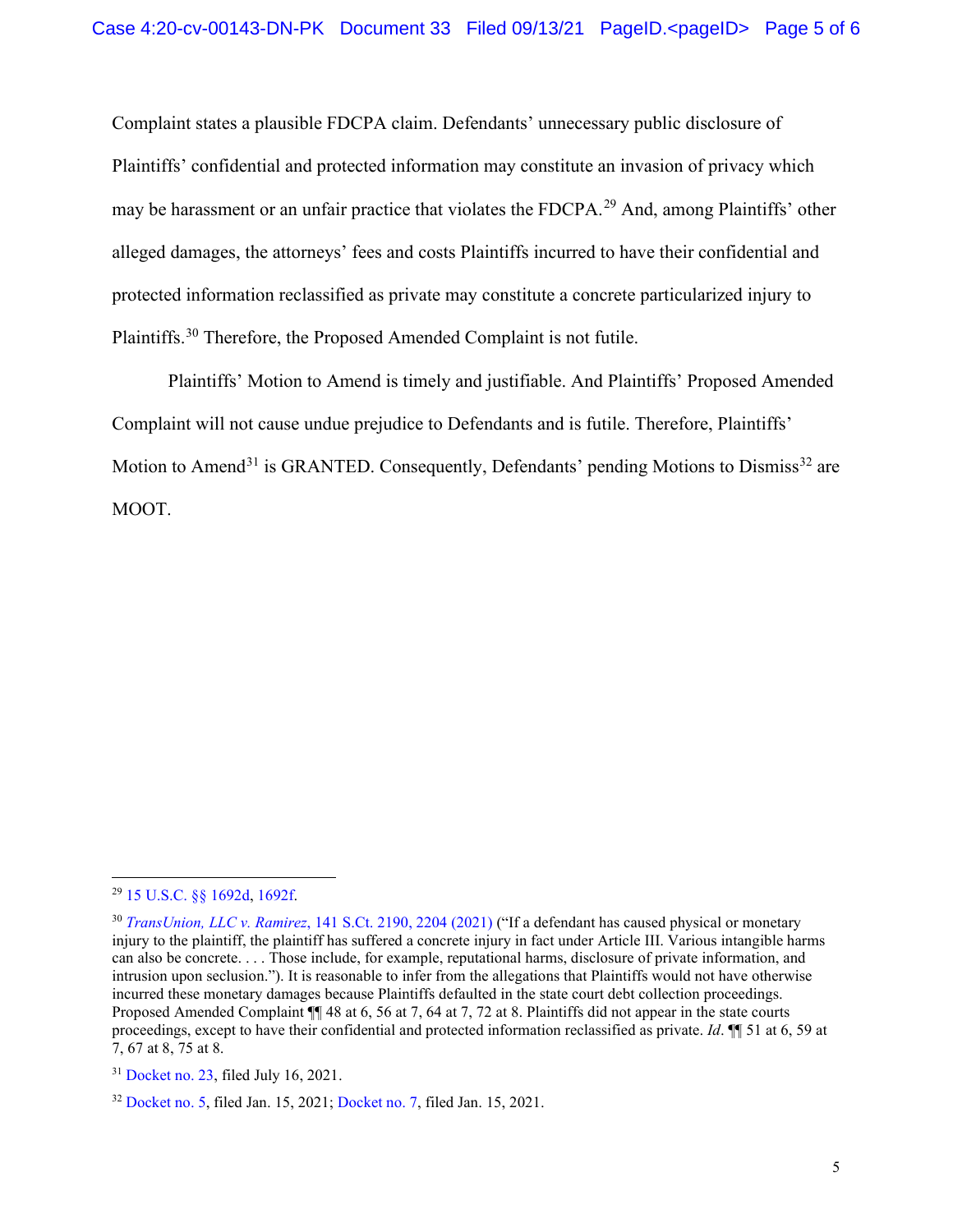Complaint states a plausible FDCPA claim. Defendants' unnecessary public disclosure of Plaintiffs' confidential and protected information may constitute an invasion of privacy which may be harassment or an unfair practice that violates the FDCPA.[29] And, among Plaintiffs' other alleged damages, the attorneys' fees and costs Plaintiffs incurred to have their confidential and protected information reclassified as private may constitute a concrete particularized injury to Plaintiffs.[30] Therefore, the Proposed Amended Complaint is not futile.

Plaintiffs' Motion to Amend is timely and justifiable. And Plaintiffs' Proposed Amended Complaint will not cause undue prejudice to Defendants and is futile. Therefore, Plaintiffs' Motion to Amend[31] is GRANTED. Consequently, Defendants' pending Motions to Dismiss[32] are MOOT.

---

[29] 15 U.S.C. §§ 1692d, 1692f.

[30] *TransUnion, LLC v. Ramirez*, 141 S.Ct. 2190, 2204 (2021) ("If a defendant has caused physical or monetary injury to the plaintiff, the plaintiff has suffered a concrete injury in fact under Article III. Various intangible harms can also be concrete. . . . Those include, for example, reputational harms, disclosure of private information, and intrusion upon seclusion."). It is reasonable to infer from the allegations that Plaintiffs would not have otherwise incurred these monetary damages because Plaintiffs defaulted in the state court debt collection proceedings. Proposed Amended Complaint ¶¶ 48 at 6, 56 at 7, 64 at 7, 72 at 8. Plaintiffs did not appear in the state courts proceedings, except to have their confidential and protected information reclassified as private. *Id*. ¶¶ 51 at 6, 59 at 7, 67 at 8, 75 at 8.

[31] Docket no. 23, filed July 16, 2021.

[32] Docket no. 5, filed Jan. 15, 2021; Docket no. 7, filed Jan. 15, 2021.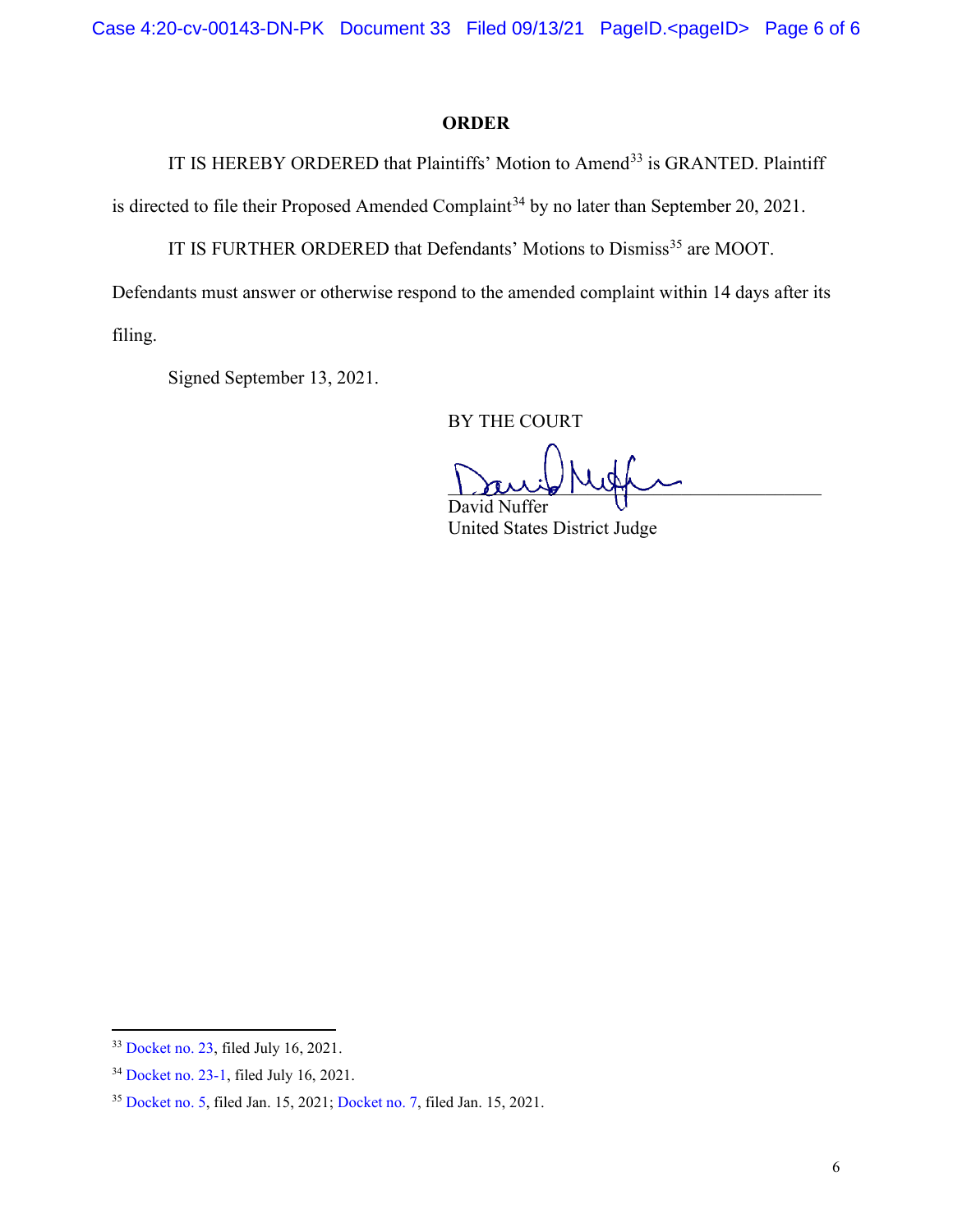## ORDER

IT IS HEREBY ORDERED that Plaintiffs' Motion to Amend[33] is GRANTED. Plaintiff is directed to file their Proposed Amended Complaint[34] by no later than September 20, 2021.

IT IS FURTHER ORDERED that Defendants' Motions to Dismiss[35] are MOOT. Defendants must answer or otherwise respond to the amended complaint within 14 days after its filing.

Signed September 13, 2021.

BY THE COURT

David Nuffer
United States District Judge

---

[33] Docket no. 23, filed July 16, 2021.

[34] Docket no. 23-1, filed July 16, 2021.

[35] Docket no. 5, filed Jan. 15, 2021; Docket no. 7, filed Jan. 15, 2021.